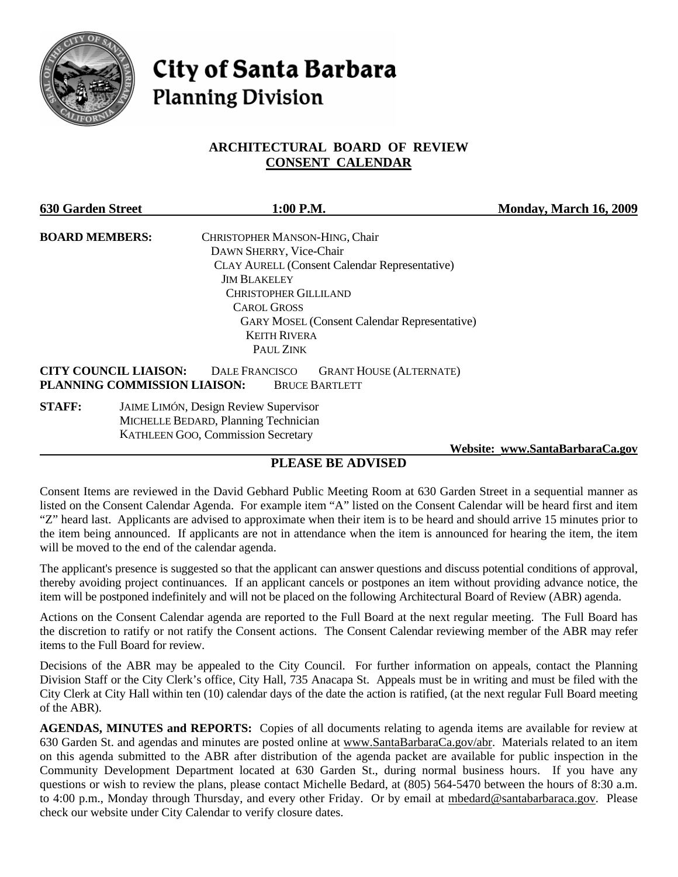# City of Santa Barbara
## Planning Division

### ARCHITECTURAL BOARD OF REVIEW
### CONSENT CALENDAR

**630 Garden Street** **1:00 P.M.** **Monday, March 16, 2009**

**BOARD MEMBERS:**
CHRISTOPHER MANSON-HING, Chair
DAWN SHERRY, Vice-Chair
CLAY AURELL (Consent Calendar Representative)
JIM BLAKELEY
CHRISTOPHER GILLILAND
CAROL GROSS
GARY MOSEL (Consent Calendar Representative)
KEITH RIVERA
PAUL ZINK

**CITY COUNCIL LIAISON:** DALE FRANCISCO GRANT HOUSE (ALTERNATE)
**PLANNING COMMISSION LIAISON:** BRUCE BARTLETT

**STAFF:**
JAIME LIMÓN, Design Review Supervisor
MICHELLE BEDARD, Planning Technician
KATHLEEN GOO, Commission Secretary

**Website: www.SantaBarbaraCa.gov**

## PLEASE BE ADVISED

Consent Items are reviewed in the David Gebhard Public Meeting Room at 630 Garden Street in a sequential manner as listed on the Consent Calendar Agenda. For example item "A" listed on the Consent Calendar will be heard first and item "Z" heard last. Applicants are advised to approximate when their item is to be heard and should arrive 15 minutes prior to the item being announced. If applicants are not in attendance when the item is announced for hearing the item, the item will be moved to the end of the calendar agenda.

The applicant's presence is suggested so that the applicant can answer questions and discuss potential conditions of approval, thereby avoiding project continuances. If an applicant cancels or postpones an item without providing advance notice, the item will be postponed indefinitely and will not be placed on the following Architectural Board of Review (ABR) agenda.

Actions on the Consent Calendar agenda are reported to the Full Board at the next regular meeting. The Full Board has the discretion to ratify or not ratify the Consent actions. The Consent Calendar reviewing member of the ABR may refer items to the Full Board for review.

Decisions of the ABR may be appealed to the City Council. For further information on appeals, contact the Planning Division Staff or the City Clerk's office, City Hall, 735 Anacapa St. Appeals must be in writing and must be filed with the City Clerk at City Hall within ten (10) calendar days of the date the action is ratified, (at the next regular Full Board meeting of the ABR).

**AGENDAS, MINUTES and REPORTS:** Copies of all documents relating to agenda items are available for review at 630 Garden St. and agendas and minutes are posted online at www.SantaBarbaraCa.gov/abr. Materials related to an item on this agenda submitted to the ABR after distribution of the agenda packet are available for public inspection in the Community Development Department located at 630 Garden St., during normal business hours. If you have any questions or wish to review the plans, please contact Michelle Bedard, at (805) 564-5470 between the hours of 8:30 a.m. to 4:00 p.m., Monday through Thursday, and every other Friday. Or by email at mbedard@santabarbaraca.gov. Please check our website under City Calendar to verify closure dates.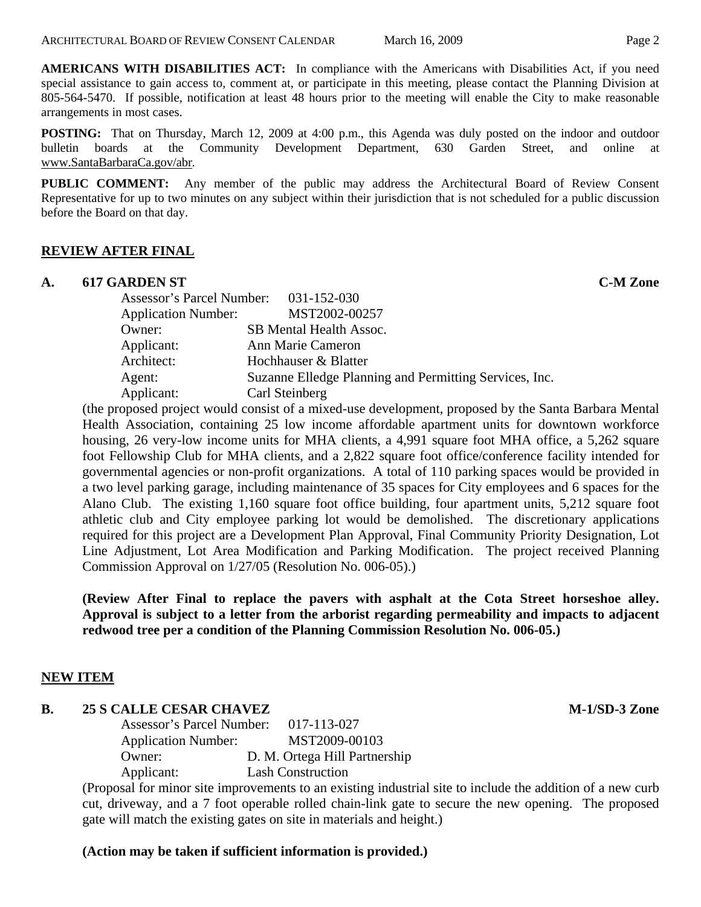**AMERICANS WITH DISABILITIES ACT:** In compliance with the Americans with Disabilities Act, if you need special assistance to gain access to, comment at, or participate in this meeting, please contact the Planning Division at 805-564-5470. If possible, notification at least 48 hours prior to the meeting will enable the City to make reasonable arrangements in most cases.

**POSTING:** That on Thursday, March 12, 2009 at 4:00 p.m., this Agenda was duly posted on the indoor and outdoor bulletin boards at the Community Development Department, 630 Garden Street, and online at www.SantaBarbaraCa.gov/abr.

**PUBLIC COMMENT:** Any member of the public may address the Architectural Board of Review Consent Representative for up to two minutes on any subject within their jurisdiction that is not scheduled for a public discussion before the Board on that day.

## REVIEW AFTER FINAL

### A. 617 GARDEN ST — C-M Zone

Assessor's Parcel Number: 031-152-030
Application Number: MST2002-00257
Owner: SB Mental Health Assoc.
Applicant: Ann Marie Cameron
Architect: Hochhauser & Blatter
Agent: Suzanne Elledge Planning and Permitting Services, Inc.
Applicant: Carl Steinberg

(the proposed project would consist of a mixed-use development, proposed by the Santa Barbara Mental Health Association, containing 25 low income affordable apartment units for downtown workforce housing, 26 very-low income units for MHA clients, a 4,991 square foot MHA office, a 5,262 square foot Fellowship Club for MHA clients, and a 2,822 square foot office/conference facility intended for governmental agencies or non-profit organizations. A total of 110 parking spaces would be provided in a two level parking garage, including maintenance of 35 spaces for City employees and 6 spaces for the Alano Club. The existing 1,160 square foot office building, four apartment units, 5,212 square foot athletic club and City employee parking lot would be demolished. The discretionary applications required for this project are a Development Plan Approval, Final Community Priority Designation, Lot Line Adjustment, Lot Area Modification and Parking Modification. The project received Planning Commission Approval on 1/27/05 (Resolution No. 006-05).)

**(Review After Final to replace the pavers with asphalt at the Cota Street horseshoe alley. Approval is subject to a letter from the arborist regarding permeability and impacts to adjacent redwood tree per a condition of the Planning Commission Resolution No. 006-05.)**

## NEW ITEM

### B. 25 S CALLE CESAR CHAVEZ — M-1/SD-3 Zone

Assessor's Parcel Number: 017-113-027
Application Number: MST2009-00103
Owner: D. M. Ortega Hill Partnership
Applicant: Lash Construction

(Proposal for minor site improvements to an existing industrial site to include the addition of a new curb cut, driveway, and a 7 foot operable rolled chain-link gate to secure the new opening. The proposed gate will match the existing gates on site in materials and height.)

**(Action may be taken if sufficient information is provided.)**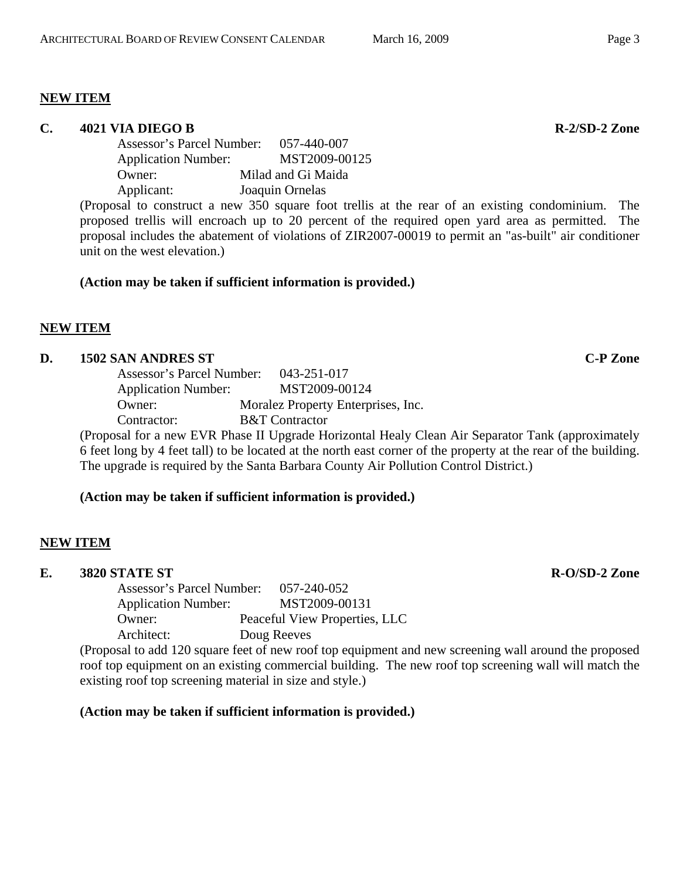**NEW ITEM**

**C. 4021 VIA DIEGO B** **R-2/SD-2 Zone**

Assessor's Parcel Number: 057-440-007
Application Number: MST2009-00125
Owner: Milad and Gi Maida
Applicant: Joaquin Ornelas

(Proposal to construct a new 350 square foot trellis at the rear of an existing condominium. The proposed trellis will encroach up to 20 percent of the required open yard area as permitted. The proposal includes the abatement of violations of ZIR2007-00019 to permit an "as-built" air conditioner unit on the west elevation.)

**(Action may be taken if sufficient information is provided.)**

**NEW ITEM**

**D. 1502 SAN ANDRES ST** **C-P Zone**

Assessor's Parcel Number: 043-251-017
Application Number: MST2009-00124
Owner: Moralez Property Enterprises, Inc.
Contractor: B&T Contractor

(Proposal for a new EVR Phase II Upgrade Horizontal Healy Clean Air Separator Tank (approximately 6 feet long by 4 feet tall) to be located at the north east corner of the property at the rear of the building. The upgrade is required by the Santa Barbara County Air Pollution Control District.)

**(Action may be taken if sufficient information is provided.)**

**NEW ITEM**

**E. 3820 STATE ST** **R-O/SD-2 Zone**

Assessor's Parcel Number: 057-240-052
Application Number: MST2009-00131
Owner: Peaceful View Properties, LLC
Architect: Doug Reeves

(Proposal to add 120 square feet of new roof top equipment and new screening wall around the proposed roof top equipment on an existing commercial building. The new roof top screening wall will match the existing roof top screening material in size and style.)

**(Action may be taken if sufficient information is provided.)**